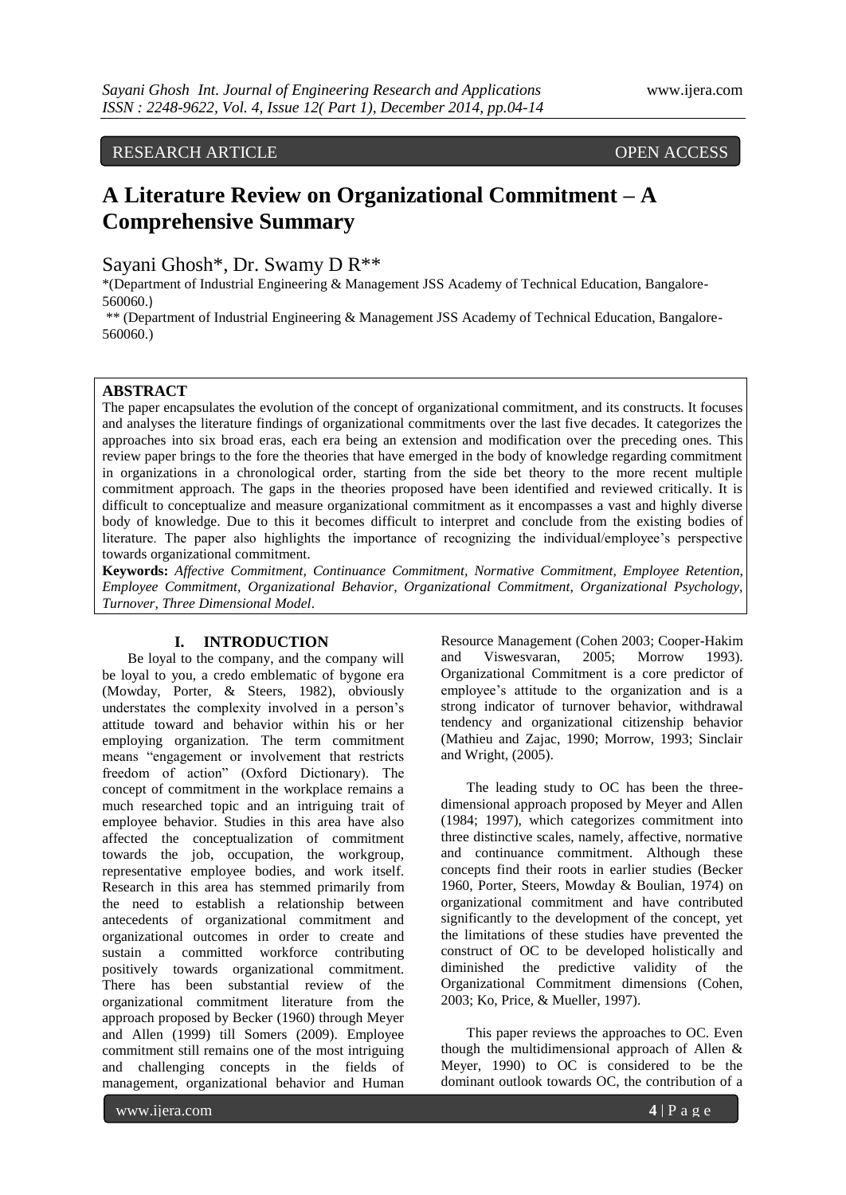RESEARCH ARTICLE OPEN ACCESS

# A Literature Review on Organizational Commitment – A Comprehensive Summary

Sayani Ghosh*, Dr. Swamy D R**

*(Department of Industrial Engineering & Management JSS Academy of Technical Education, Bangalore-560060.)

** (Department of Industrial Engineering & Management JSS Academy of Technical Education, Bangalore-560060.)

## ABSTRACT

The paper encapsulates the evolution of the concept of organizational commitment, and its constructs. It focuses and analyses the literature findings of organizational commitments over the last five decades. It categorizes the approaches into six broad eras, each era being an extension and modification over the preceding ones. This review paper brings to the fore the theories that have emerged in the body of knowledge regarding commitment in organizations in a chronological order, starting from the side bet theory to the more recent multiple commitment approach. The gaps in the theories proposed have been identified and reviewed critically. It is difficult to conceptualize and measure organizational commitment as it encompasses a vast and highly diverse body of knowledge. Due to this it becomes difficult to interpret and conclude from the existing bodies of literature. The paper also highlights the importance of recognizing the individual/employee's perspective towards organizational commitment.

**Keywords:** *Affective Commitment, Continuance Commitment, Normative Commitment, Employee Retention, Employee Commitment, Organizational Behavior, Organizational Commitment, Organizational Psychology, Turnover, Three Dimensional Model*.

## I. INTRODUCTION

Be loyal to the company, and the company will be loyal to you, a credo emblematic of bygone era (Mowday, Porter, & Steers, 1982), obviously understates the complexity involved in a person's attitude toward and behavior within his or her employing organization. The term commitment means "engagement or involvement that restricts freedom of action" (Oxford Dictionary). The concept of commitment in the workplace remains a much researched topic and an intriguing trait of employee behavior. Studies in this area have also affected the conceptualization of commitment towards the job, occupation, the workgroup, representative employee bodies, and work itself. Research in this area has stemmed primarily from the need to establish a relationship between antecedents of organizational commitment and organizational outcomes in order to create and sustain a committed workforce contributing positively towards organizational commitment. There has been substantial review of the organizational commitment literature from the approach proposed by Becker (1960) through Meyer and Allen (1999) till Somers (2009). Employee commitment still remains one of the most intriguing and challenging concepts in the fields of management, organizational behavior and Human Resource Management (Cohen 2003; Cooper-Hakim and Viswesvaran, 2005; Morrow 1993). Organizational Commitment is a core predictor of employee's attitude to the organization and is a strong indicator of turnover behavior, withdrawal tendency and organizational citizenship behavior (Mathieu and Zajac, 1990; Morrow, 1993; Sinclair and Wright, (2005).

The leading study to OC has been the three-dimensional approach proposed by Meyer and Allen (1984; 1997), which categorizes commitment into three distinctive scales, namely, affective, normative and continuance commitment. Although these concepts find their roots in earlier studies (Becker 1960, Porter, Steers, Mowday & Boulian, 1974) on organizational commitment and have contributed significantly to the development of the concept, yet the limitations of these studies have prevented the construct of OC to be developed holistically and diminished the predictive validity of the Organizational Commitment dimensions (Cohen, 2003; Ko, Price, & Mueller, 1997).

This paper reviews the approaches to OC. Even though the multidimensional approach of Allen & Meyer, 1990) to OC is considered to be the dominant outlook towards OC, the contribution of a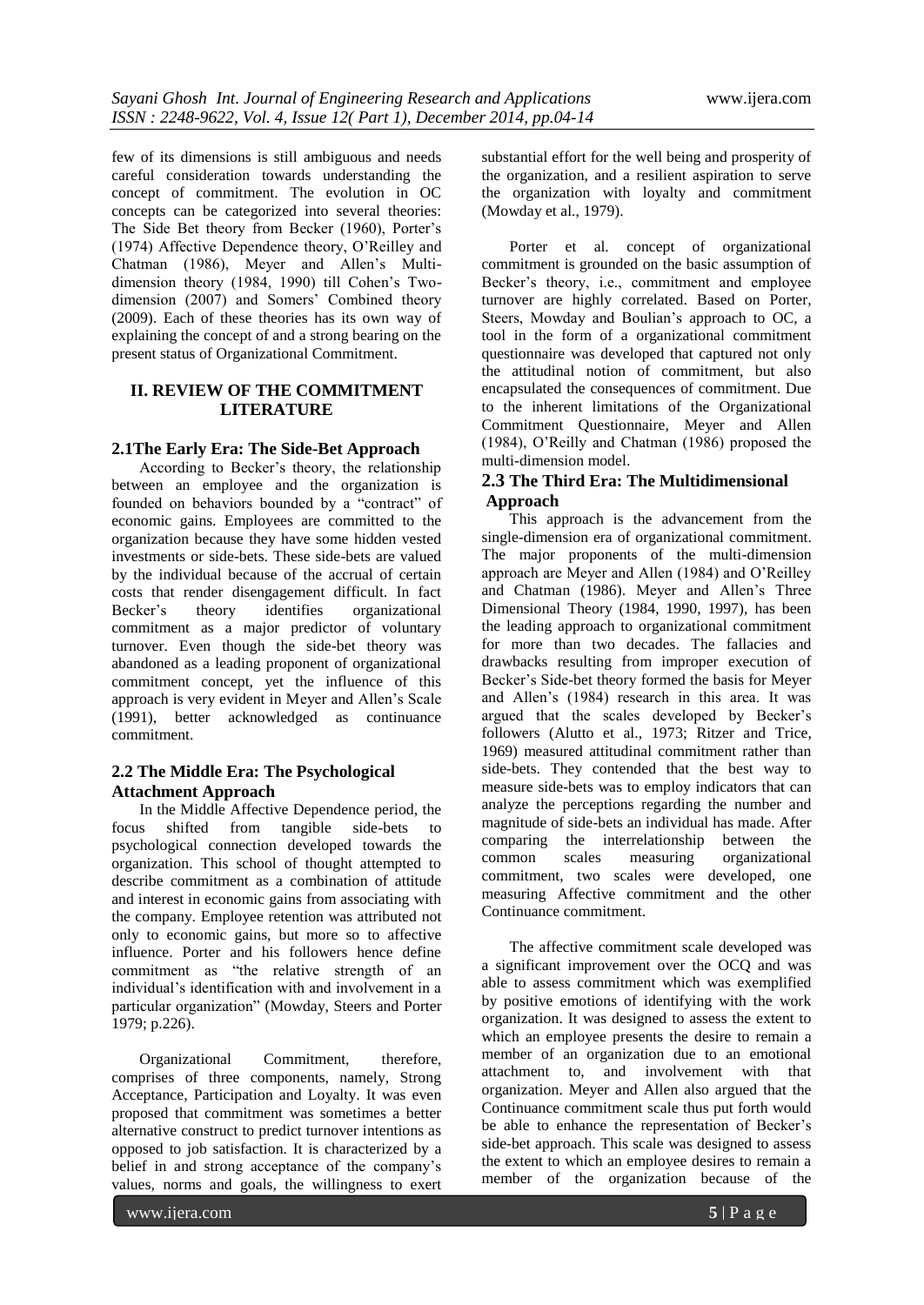few of its dimensions is still ambiguous and needs careful consideration towards understanding the concept of commitment. The evolution in OC concepts can be categorized into several theories: The Side Bet theory from Becker (1960), Porter's (1974) Affective Dependence theory, O'Reilley and Chatman (1986), Meyer and Allen's Multi-dimension theory (1984, 1990) till Cohen's Two-dimension (2007) and Somers' Combined theory (2009). Each of these theories has its own way of explaining the concept of and a strong bearing on the present status of Organizational Commitment.

## II. REVIEW OF THE COMMITMENT LITERATURE

### 2.1The Early Era: The Side-Bet Approach

According to Becker's theory, the relationship between an employee and the organization is founded on behaviors bounded by a "contract" of economic gains. Employees are committed to the organization because they have some hidden vested investments or side-bets. These side-bets are valued by the individual because of the accrual of certain costs that render disengagement difficult. In fact Becker's theory identifies organizational commitment as a major predictor of voluntary turnover. Even though the side-bet theory was abandoned as a leading proponent of organizational commitment concept, yet the influence of this approach is very evident in Meyer and Allen's Scale (1991), better acknowledged as continuance commitment.

### 2.2 The Middle Era: The Psychological Attachment Approach

In the Middle Affective Dependence period, the focus shifted from tangible side-bets to psychological connection developed towards the organization. This school of thought attempted to describe commitment as a combination of attitude and interest in economic gains from associating with the company. Employee retention was attributed not only to economic gains, but more so to affective influence. Porter and his followers hence define commitment as "the relative strength of an individual's identification with and involvement in a particular organization" (Mowday, Steers and Porter 1979; p.226).

Organizational Commitment, therefore, comprises of three components, namely, Strong Acceptance, Participation and Loyalty. It was even proposed that commitment was sometimes a better alternative construct to predict turnover intentions as opposed to job satisfaction. It is characterized by a belief in and strong acceptance of the company's values, norms and goals, the willingness to exert substantial effort for the well being and prosperity of the organization, and a resilient aspiration to serve the organization with loyalty and commitment (Mowday et al., 1979).

Porter et al. concept of organizational commitment is grounded on the basic assumption of Becker's theory, i.e., commitment and employee turnover are highly correlated. Based on Porter, Steers, Mowday and Boulian's approach to OC, a tool in the form of a organizational commitment questionnaire was developed that captured not only the attitudinal notion of commitment, but also encapsulated the consequences of commitment. Due to the inherent limitations of the Organizational Commitment Questionnaire, Meyer and Allen (1984), O'Reilly and Chatman (1986) proposed the multi-dimension model.

### 2.3 The Third Era: The Multidimensional Approach

This approach is the advancement from the single-dimension era of organizational commitment. The major proponents of the multi-dimension approach are Meyer and Allen (1984) and O'Reilley and Chatman (1986). Meyer and Allen's Three Dimensional Theory (1984, 1990, 1997), has been the leading approach to organizational commitment for more than two decades. The fallacies and drawbacks resulting from improper execution of Becker's Side-bet theory formed the basis for Meyer and Allen's (1984) research in this area. It was argued that the scales developed by Becker's followers (Alutto et al., 1973; Ritzer and Trice, 1969) measured attitudinal commitment rather than side-bets. They contended that the best way to measure side-bets was to employ indicators that can analyze the perceptions regarding the number and magnitude of side-bets an individual has made. After comparing the interrelationship between the common scales measuring organizational commitment, two scales were developed, one measuring Affective commitment and the other Continuance commitment.

The affective commitment scale developed was a significant improvement over the OCQ and was able to assess commitment which was exemplified by positive emotions of identifying with the work organization. It was designed to assess the extent to which an employee presents the desire to remain a member of an organization due to an emotional attachment to, and involvement with that organization. Meyer and Allen also argued that the Continuance commitment scale thus put forth would be able to enhance the representation of Becker's side-bet approach. This scale was designed to assess the extent to which an employee desires to remain a member of the organization because of the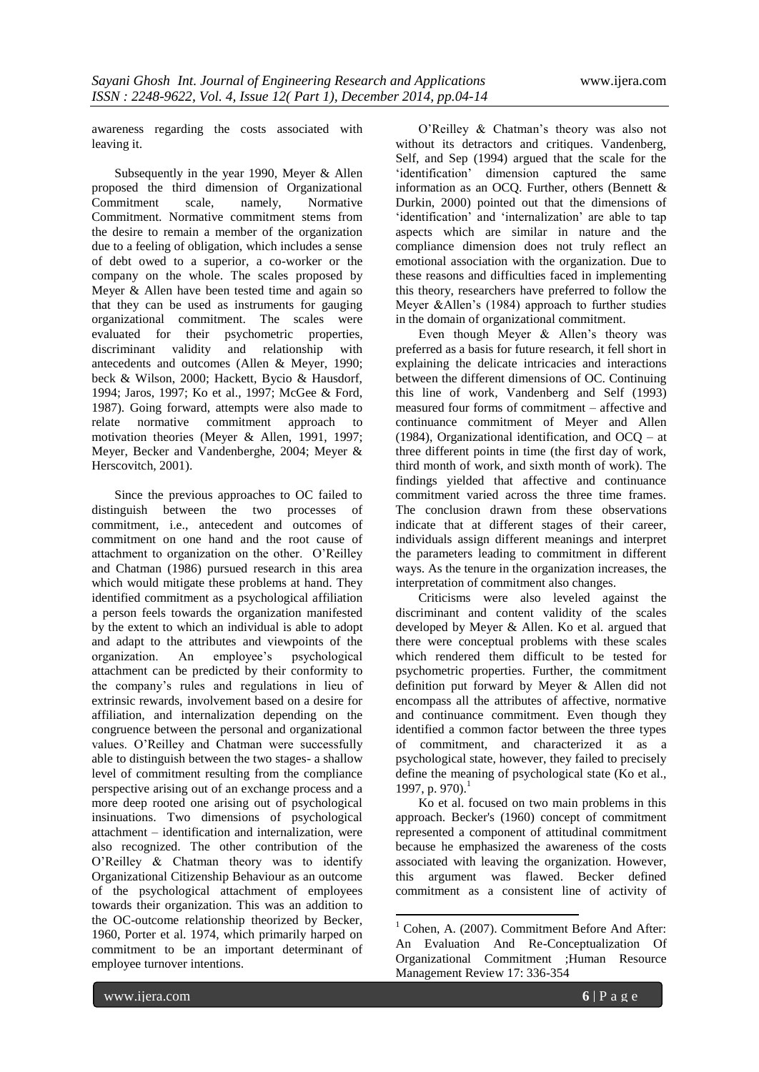awareness regarding the costs associated with leaving it.

Subsequently in the year 1990, Meyer & Allen proposed the third dimension of Organizational Commitment scale, namely, Normative Commitment. Normative commitment stems from the desire to remain a member of the organization due to a feeling of obligation, which includes a sense of debt owed to a superior, a co-worker or the company on the whole. The scales proposed by Meyer & Allen have been tested time and again so that they can be used as instruments for gauging organizational commitment. The scales were evaluated for their psychometric properties, discriminant validity and relationship with antecedents and outcomes (Allen & Meyer, 1990; beck & Wilson, 2000; Hackett, Bycio & Hausdorf, 1994; Jaros, 1997; Ko et al., 1997; McGee & Ford, 1987). Going forward, attempts were also made to relate normative commitment approach to motivation theories (Meyer & Allen, 1991, 1997; Meyer, Becker and Vandenberghe, 2004; Meyer & Herscovitch, 2001).

Since the previous approaches to OC failed to distinguish between the two processes of commitment, i.e., antecedent and outcomes of commitment on one hand and the root cause of attachment to organization on the other. O'Reilley and Chatman (1986) pursued research in this area which would mitigate these problems at hand. They identified commitment as a psychological affiliation a person feels towards the organization manifested by the extent to which an individual is able to adopt and adapt to the attributes and viewpoints of the organization. An employee's psychological attachment can be predicted by their conformity to the company's rules and regulations in lieu of extrinsic rewards, involvement based on a desire for affiliation, and internalization depending on the congruence between the personal and organizational values. O'Reilley and Chatman were successfully able to distinguish between the two stages- a shallow level of commitment resulting from the compliance perspective arising out of an exchange process and a more deep rooted one arising out of psychological insinuations. Two dimensions of psychological attachment – identification and internalization, were also recognized. The other contribution of the O'Reilley & Chatman theory was to identify Organizational Citizenship Behaviour as an outcome of the psychological attachment of employees towards their organization. This was an addition to the OC-outcome relationship theorized by Becker, 1960, Porter et al. 1974, which primarily harped on commitment to be an important determinant of employee turnover intentions.

O'Reilley & Chatman's theory was also not without its detractors and critiques. Vandenberg, Self, and Sep (1994) argued that the scale for the 'identification' dimension captured the same information as an OCQ. Further, others (Bennett & Durkin, 2000) pointed out that the dimensions of 'identification' and 'internalization' are able to tap aspects which are similar in nature and the compliance dimension does not truly reflect an emotional association with the organization. Due to these reasons and difficulties faced in implementing this theory, researchers have preferred to follow the Meyer &Allen's (1984) approach to further studies in the domain of organizational commitment.

Even though Meyer & Allen's theory was preferred as a basis for future research, it fell short in explaining the delicate intricacies and interactions between the different dimensions of OC. Continuing this line of work, Vandenberg and Self (1993) measured four forms of commitment – affective and continuance commitment of Meyer and Allen (1984), Organizational identification, and OCQ – at three different points in time (the first day of work, third month of work, and sixth month of work). The findings yielded that affective and continuance commitment varied across the three time frames. The conclusion drawn from these observations indicate that at different stages of their career, individuals assign different meanings and interpret the parameters leading to commitment in different ways. As the tenure in the organization increases, the interpretation of commitment also changes.

Criticisms were also leveled against the discriminant and content validity of the scales developed by Meyer & Allen. Ko et al. argued that there were conceptual problems with these scales which rendered them difficult to be tested for psychometric properties. Further, the commitment definition put forward by Meyer & Allen did not encompass all the attributes of affective, normative and continuance commitment. Even though they identified a common factor between the three types of commitment, and characterized it as a psychological state, however, they failed to precisely define the meaning of psychological state (Ko et al., 1997, p. 970).[1]

Ko et al. focused on two main problems in this approach. Becker's (1960) concept of commitment represented a component of attitudinal commitment because he emphasized the awareness of the costs associated with leaving the organization. However, this argument was flawed. Becker defined commitment as a consistent line of activity of

---

[1] Cohen, A. (2007). Commitment Before And After: An Evaluation And Re-Conceptualization Of Organizational Commitment ;Human Resource Management Review 17: 336-354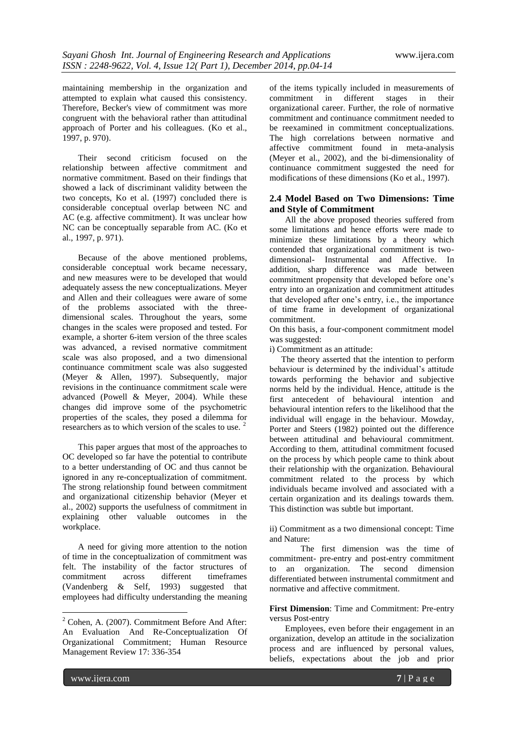maintaining membership in the organization and attempted to explain what caused this consistency. Therefore, Becker's view of commitment was more congruent with the behavioral rather than attitudinal approach of Porter and his colleagues. (Ko et al., 1997, p. 970).

Their second criticism focused on the relationship between affective commitment and normative commitment. Based on their findings that showed a lack of discriminant validity between the two concepts, Ko et al. (1997) concluded there is considerable conceptual overlap between NC and AC (e.g. affective commitment). It was unclear how NC can be conceptually separable from AC. (Ko et al., 1997, p. 971).

Because of the above mentioned problems, considerable conceptual work became necessary, and new measures were to be developed that would adequately assess the new conceptualizations. Meyer and Allen and their colleagues were aware of some of the problems associated with the three-dimensional scales. Throughout the years, some changes in the scales were proposed and tested. For example, a shorter 6-item version of the three scales was advanced, a revised normative commitment scale was also proposed, and a two dimensional continuance commitment scale was also suggested (Meyer & Allen, 1997). Subsequently, major revisions in the continuance commitment scale were advanced (Powell & Meyer, 2004). While these changes did improve some of the psychometric properties of the scales, they posed a dilemma for researchers as to which version of the scales to use. [2]

This paper argues that most of the approaches to OC developed so far have the potential to contribute to a better understanding of OC and thus cannot be ignored in any re-conceptualization of commitment. The strong relationship found between commitment and organizational citizenship behavior (Meyer et al., 2002) supports the usefulness of commitment in explaining other valuable outcomes in the workplace.

A need for giving more attention to the notion of time in the conceptualization of commitment was felt. The instability of the factor structures of commitment across different timeframes (Vandenberg & Self, 1993) suggested that employees had difficulty understanding the meaning of the items typically included in measurements of commitment in different stages in their organizational career. Further, the role of normative commitment and continuance commitment needed to be reexamined in commitment conceptualizations. The high correlations between normative and affective commitment found in meta-analysis (Meyer et al., 2002), and the bi-dimensionality of continuance commitment suggested the need for modifications of these dimensions (Ko et al., 1997).

### 2.4 Model Based on Two Dimensions: Time and Style of Commitment

All the above proposed theories suffered from some limitations and hence efforts were made to minimize these limitations by a theory which contended that organizational commitment is two-dimensional- Instrumental and Affective. In addition, sharp difference was made between commitment propensity that developed before one's entry into an organization and commitment attitudes that developed after one's entry, i.e., the importance of time frame in development of organizational commitment.

On this basis, a four-component commitment model was suggested:

i) Commitment as an attitude:

The theory asserted that the intention to perform behaviour is determined by the individual's attitude towards performing the behavior and subjective norms held by the individual. Hence, attitude is the first antecedent of behavioural intention and behavioural intention refers to the likelihood that the individual will engage in the behaviour. Mowday, Porter and Steers (1982) pointed out the difference between attitudinal and behavioural commitment. According to them, attitudinal commitment focused on the process by which people came to think about their relationship with the organization. Behavioural commitment related to the process by which individuals became involved and associated with a certain organization and its dealings towards them. This distinction was subtle but important.

ii) Commitment as a two dimensional concept: Time and Nature:

The first dimension was the time of commitment- pre-entry and post-entry commitment to an organization. The second dimension differentiated between instrumental commitment and normative and affective commitment.

**First Dimension**: Time and Commitment: Pre-entry versus Post-entry

Employees, even before their engagement in an organization, develop an attitude in the socialization process and are influenced by personal values, beliefs, expectations about the job and prior

[2] Cohen, A. (2007). Commitment Before And After: An Evaluation And Re-Conceptualization Of Organizational Commitment; Human Resource Management Review 17: 336-354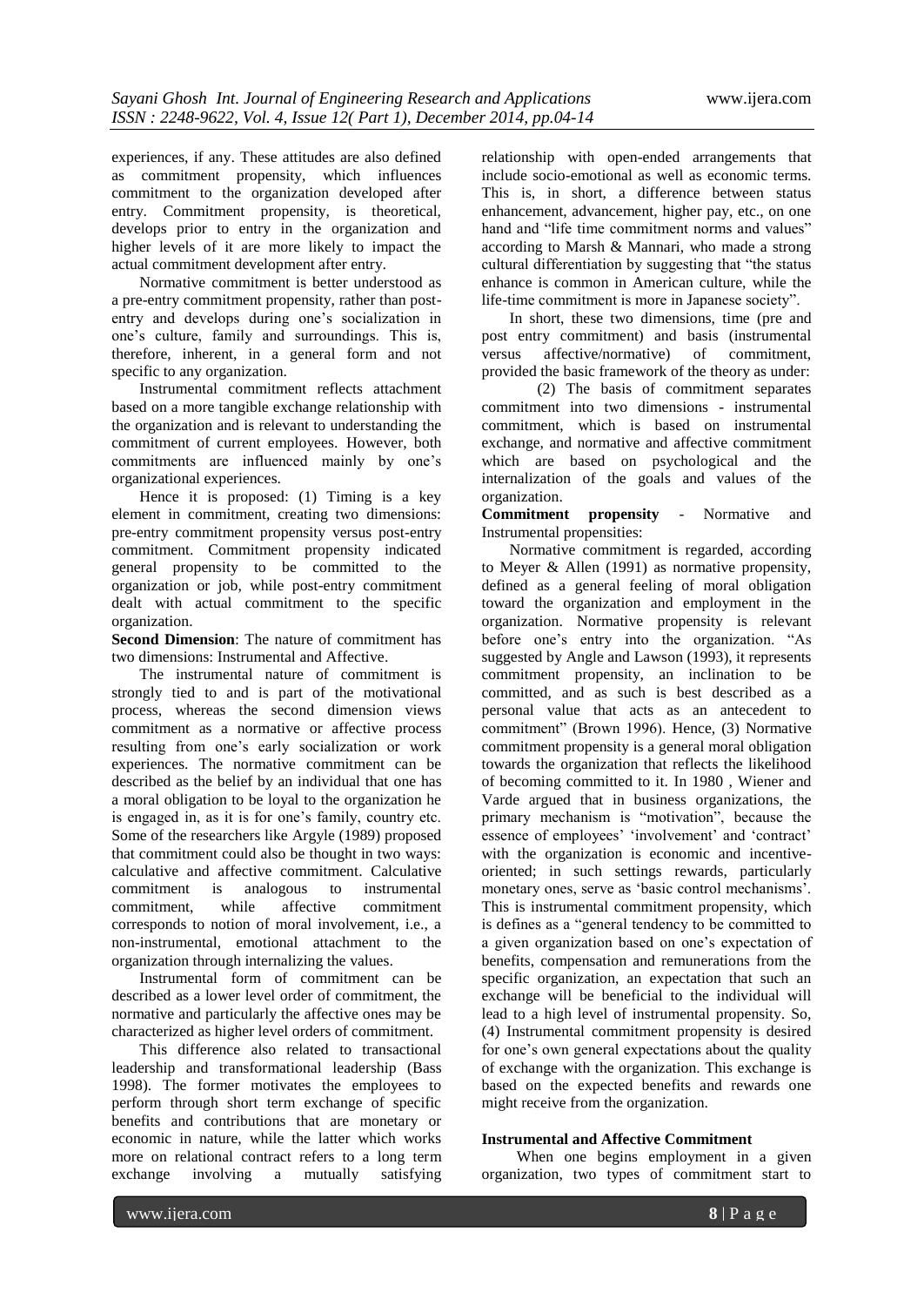experiences, if any. These attitudes are also defined as commitment propensity, which influences commitment to the organization developed after entry. Commitment propensity, is theoretical, develops prior to entry in the organization and higher levels of it are more likely to impact the actual commitment development after entry.

Normative commitment is better understood as a pre-entry commitment propensity, rather than post-entry and develops during one's socialization in one's culture, family and surroundings. This is, therefore, inherent, in a general form and not specific to any organization.

Instrumental commitment reflects attachment based on a more tangible exchange relationship with the organization and is relevant to understanding the commitment of current employees. However, both commitments are influenced mainly by one's organizational experiences.

Hence it is proposed: (1) Timing is a key element in commitment, creating two dimensions: pre-entry commitment propensity versus post-entry commitment. Commitment propensity indicated general propensity to be committed to the organization or job, while post-entry commitment dealt with actual commitment to the specific organization.

**Second Dimension**: The nature of commitment has two dimensions: Instrumental and Affective.

The instrumental nature of commitment is strongly tied to and is part of the motivational process, whereas the second dimension views commitment as a normative or affective process resulting from one's early socialization or work experiences. The normative commitment can be described as the belief by an individual that one has a moral obligation to be loyal to the organization he is engaged in, as it is for one's family, country etc. Some of the researchers like Argyle (1989) proposed that commitment could also be thought in two ways: calculative and affective commitment. Calculative commitment is analogous to instrumental commitment, while affective commitment corresponds to notion of moral involvement, i.e., a non-instrumental, emotional attachment to the organization through internalizing the values.

Instrumental form of commitment can be described as a lower level order of commitment, the normative and particularly the affective ones may be characterized as higher level orders of commitment.

This difference also related to transactional leadership and transformational leadership (Bass 1998). The former motivates the employees to perform through short term exchange of specific benefits and contributions that are monetary or economic in nature, while the latter which works more on relational contract refers to a long term exchange involving a mutually satisfying relationship with open-ended arrangements that include socio-emotional as well as economic terms. This is, in short, a difference between status enhancement, advancement, higher pay, etc., on one hand and "life time commitment norms and values" according to Marsh & Mannari, who made a strong cultural differentiation by suggesting that "the status enhance is common in American culture, while the life-time commitment is more in Japanese society".

In short, these two dimensions, time (pre and post entry commitment) and basis (instrumental versus affective/normative) of commitment, provided the basic framework of the theory as under:

(2) The basis of commitment separates commitment into two dimensions - instrumental commitment, which is based on instrumental exchange, and normative and affective commitment which are based on psychological and the internalization of the goals and values of the organization.

**Commitment propensity** - Normative and Instrumental propensities:

Normative commitment is regarded, according to Meyer & Allen (1991) as normative propensity, defined as a general feeling of moral obligation toward the organization and employment in the organization. Normative propensity is relevant before one's entry into the organization. "As suggested by Angle and Lawson (1993), it represents commitment propensity, an inclination to be committed, and as such is best described as a personal value that acts as an antecedent to commitment" (Brown 1996). Hence, (3) Normative commitment propensity is a general moral obligation towards the organization that reflects the likelihood of becoming committed to it. In 1980 , Wiener and Varde argued that in business organizations, the primary mechanism is "motivation", because the essence of employees' 'involvement' and 'contract' with the organization is economic and incentive-oriented; in such settings rewards, particularly monetary ones, serve as 'basic control mechanisms'. This is instrumental commitment propensity, which is defines as a "general tendency to be committed to a given organization based on one's expectation of benefits, compensation and remunerations from the specific organization, an expectation that such an exchange will be beneficial to the individual will lead to a high level of instrumental propensity. So, (4) Instrumental commitment propensity is desired for one's own general expectations about the quality of exchange with the organization. This exchange is based on the expected benefits and rewards one might receive from the organization.

### Instrumental and Affective Commitment

When one begins employment in a given organization, two types of commitment start to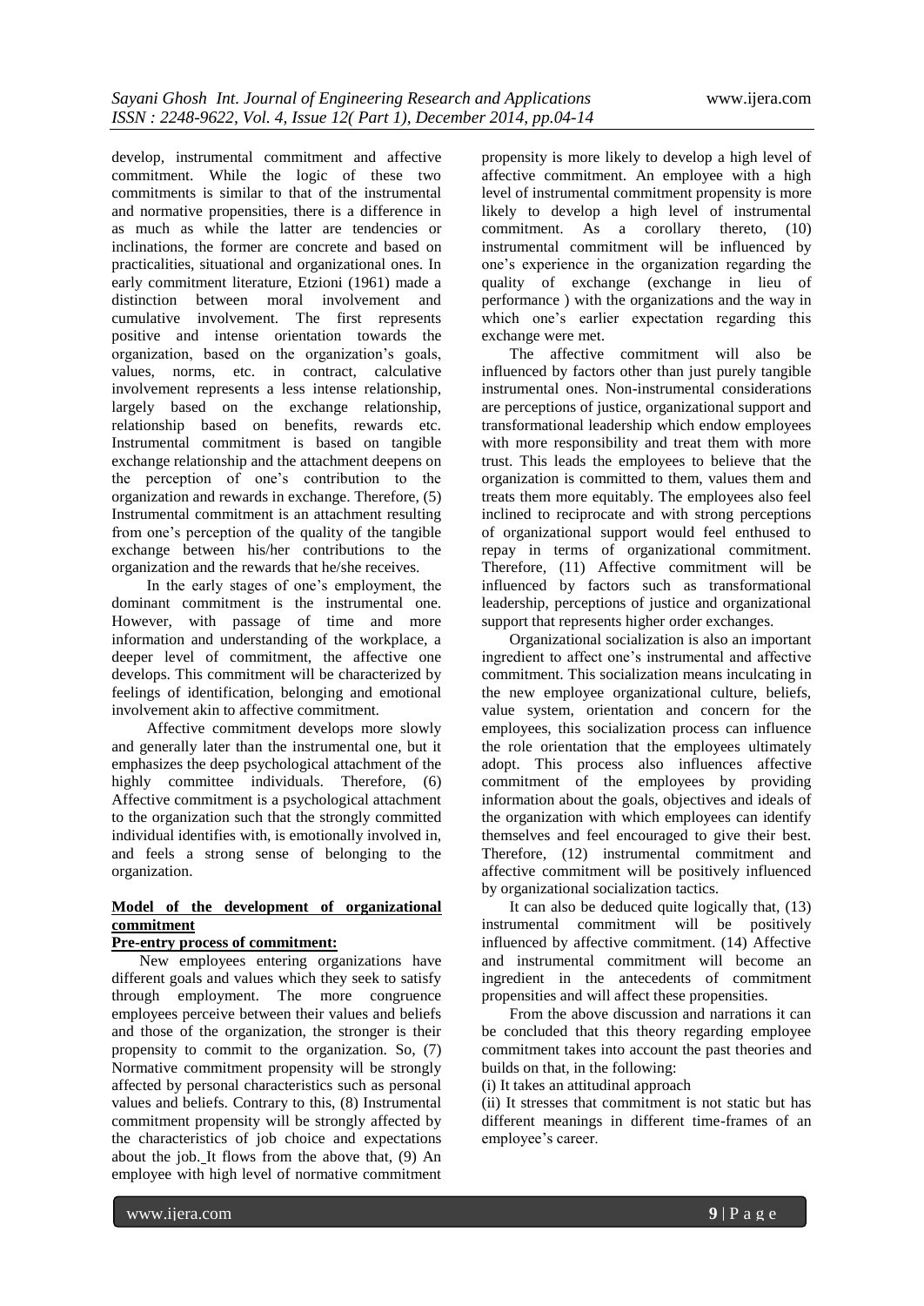develop, instrumental commitment and affective commitment. While the logic of these two commitments is similar to that of the instrumental and normative propensities, there is a difference in as much as while the latter are tendencies or inclinations, the former are concrete and based on practicalities, situational and organizational ones. In early commitment literature, Etzioni (1961) made a distinction between moral involvement and cumulative involvement. The first represents positive and intense orientation towards the organization, based on the organization's goals, values, norms, etc. in contract, calculative involvement represents a less intense relationship, largely based on the exchange relationship, relationship based on benefits, rewards etc. Instrumental commitment is based on tangible exchange relationship and the attachment deepens on the perception of one's contribution to the organization and rewards in exchange. Therefore, (5) Instrumental commitment is an attachment resulting from one's perception of the quality of the tangible exchange between his/her contributions to the organization and the rewards that he/she receives.

In the early stages of one's employment, the dominant commitment is the instrumental one. However, with passage of time and more information and understanding of the workplace, a deeper level of commitment, the affective one develops. This commitment will be characterized by feelings of identification, belonging and emotional involvement akin to affective commitment.

Affective commitment develops more slowly and generally later than the instrumental one, but it emphasizes the deep psychological attachment of the highly committee individuals. Therefore, (6) Affective commitment is a psychological attachment to the organization such that the strongly committed individual identifies with, is emotionally involved in, and feels a strong sense of belonging to the organization.

## Model of the development of organizational commitment

### Pre-entry process of commitment:

New employees entering organizations have different goals and values which they seek to satisfy through employment. The more congruence employees perceive between their values and beliefs and those of the organization, the stronger is their propensity to commit to the organization. So, (7) Normative commitment propensity will be strongly affected by personal characteristics such as personal values and beliefs. Contrary to this, (8) Instrumental commitment propensity will be strongly affected by the characteristics of job choice and expectations about the job. It flows from the above that, (9) An employee with high level of normative commitment propensity is more likely to develop a high level of affective commitment. An employee with a high level of instrumental commitment propensity is more likely to develop a high level of instrumental commitment. As a corollary thereto, (10) instrumental commitment will be influenced by one's experience in the organization regarding the quality of exchange (exchange in lieu of performance ) with the organizations and the way in which one's earlier expectation regarding this exchange were met.

The affective commitment will also be influenced by factors other than just purely tangible instrumental ones. Non-instrumental considerations are perceptions of justice, organizational support and transformational leadership which endow employees with more responsibility and treat them with more trust. This leads the employees to believe that the organization is committed to them, values them and treats them more equitably. The employees also feel inclined to reciprocate and with strong perceptions of organizational support would feel enthused to repay in terms of organizational commitment. Therefore, (11) Affective commitment will be influenced by factors such as transformational leadership, perceptions of justice and organizational support that represents higher order exchanges.

Organizational socialization is also an important ingredient to affect one's instrumental and affective commitment. This socialization means inculcating in the new employee organizational culture, beliefs, value system, orientation and concern for the employees, this socialization process can influence the role orientation that the employees ultimately adopt. This process also influences affective commitment of the employees by providing information about the goals, objectives and ideals of the organization with which employees can identify themselves and feel encouraged to give their best. Therefore, (12) instrumental commitment and affective commitment will be positively influenced by organizational socialization tactics.

It can also be deduced quite logically that, (13) instrumental commitment will be positively influenced by affective commitment. (14) Affective and instrumental commitment will become an ingredient in the antecedents of commitment propensities and will affect these propensities.

From the above discussion and narrations it can be concluded that this theory regarding employee commitment takes into account the past theories and builds on that, in the following:

(i) It takes an attitudinal approach

(ii) It stresses that commitment is not static but has different meanings in different time-frames of an employee's career.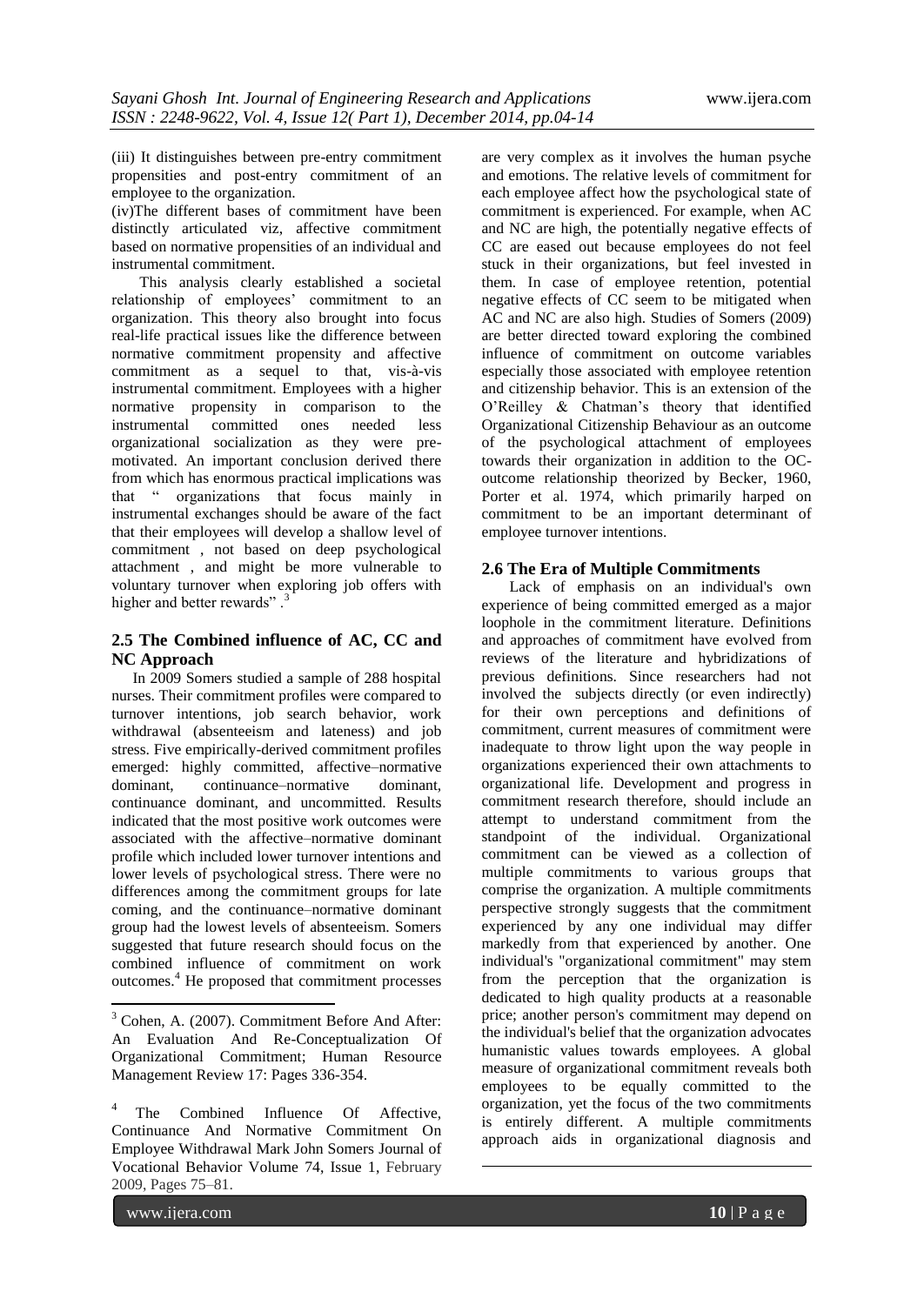(iii) It distinguishes between pre-entry commitment propensities and post-entry commitment of an employee to the organization.

(iv)The different bases of commitment have been distinctly articulated viz, affective commitment based on normative propensities of an individual and instrumental commitment.

This analysis clearly established a societal relationship of employees' commitment to an organization. This theory also brought into focus real-life practical issues like the difference between normative commitment propensity and affective commitment as a sequel to that, vis-à-vis instrumental commitment. Employees with a higher normative propensity in comparison to the instrumental committed ones needed less organizational socialization as they were pre-motivated. An important conclusion derived there from which has enormous practical implications was that " organizations that focus mainly in instrumental exchanges should be aware of the fact that their employees will develop a shallow level of commitment , not based on deep psychological attachment , and might be more vulnerable to voluntary turnover when exploring job offers with higher and better rewards" .[3]

## 2.5 The Combined influence of AC, CC and NC Approach

In 2009 Somers studied a sample of 288 hospital nurses. Their commitment profiles were compared to turnover intentions, job search behavior, work withdrawal (absenteeism and lateness) and job stress. Five empirically-derived commitment profiles emerged: highly committed, affective–normative dominant, continuance–normative dominant, continuance dominant, and uncommitted. Results indicated that the most positive work outcomes were associated with the affective–normative dominant profile which included lower turnover intentions and lower levels of psychological stress. There were no differences among the commitment groups for late coming, and the continuance–normative dominant group had the lowest levels of absenteeism. Somers suggested that future research should focus on the combined influence of commitment on work outcomes.[4] He proposed that commitment processes are very complex as it involves the human psyche and emotions. The relative levels of commitment for each employee affect how the psychological state of commitment is experienced. For example, when AC and NC are high, the potentially negative effects of CC are eased out because employees do not feel stuck in their organizations, but feel invested in them. In case of employee retention, potential negative effects of CC seem to be mitigated when AC and NC are also high. Studies of Somers (2009) are better directed toward exploring the combined influence of commitment on outcome variables especially those associated with employee retention and citizenship behavior. This is an extension of the O'Reilley & Chatman's theory that identified Organizational Citizenship Behaviour as an outcome of the psychological attachment of employees towards their organization in addition to the OC-outcome relationship theorized by Becker, 1960, Porter et al. 1974, which primarily harped on commitment to be an important determinant of employee turnover intentions.

## 2.6 The Era of Multiple Commitments

Lack of emphasis on an individual's own experience of being committed emerged as a major loophole in the commitment literature. Definitions and approaches of commitment have evolved from reviews of the literature and hybridizations of previous definitions. Since researchers had not involved the subjects directly (or even indirectly) for their own perceptions and definitions of commitment, current measures of commitment were inadequate to throw light upon the way people in organizations experienced their own attachments to organizational life. Development and progress in commitment research therefore, should include an attempt to understand commitment from the standpoint of the individual. Organizational commitment can be viewed as a collection of multiple commitments to various groups that comprise the organization. A multiple commitments perspective strongly suggests that the commitment experienced by any one individual may differ markedly from that experienced by another. One individual's "organizational commitment" may stem from the perception that the organization is dedicated to high quality products at a reasonable price; another person's commitment may depend on the individual's belief that the organization advocates humanistic values towards employees. A global measure of organizational commitment reveals both employees to be equally committed to the organization, yet the focus of the two commitments is entirely different. A multiple commitments approach aids in organizational diagnosis and

---

[3] Cohen, A. (2007). Commitment Before And After: An Evaluation And Re-Conceptualization Of Organizational Commitment; Human Resource Management Review 17: Pages 336-354.

[4] The Combined Influence Of Affective, Continuance And Normative Commitment On Employee Withdrawal Mark John Somers Journal of Vocational Behavior Volume 74, Issue 1, February 2009, Pages 75–81.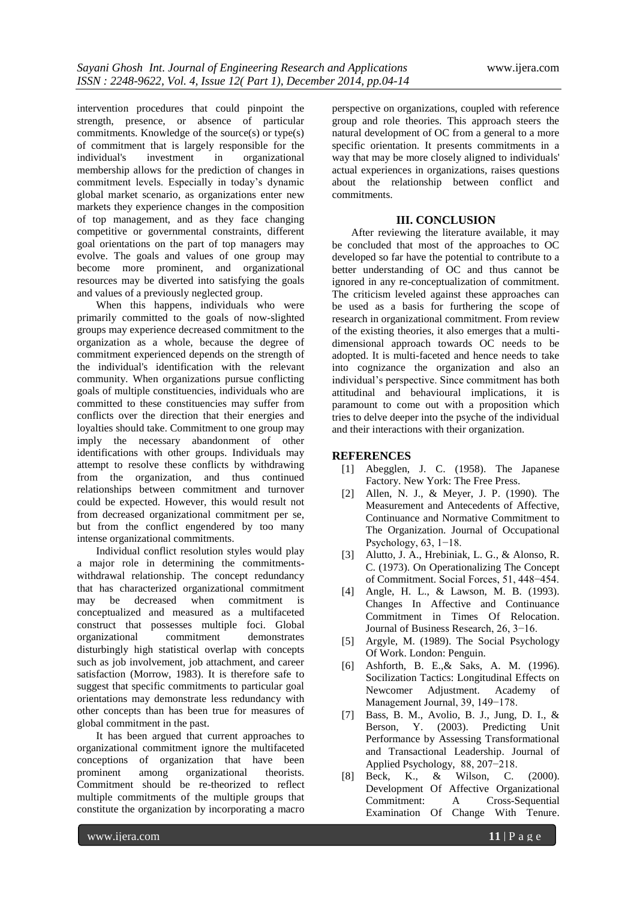intervention procedures that could pinpoint the strength, presence, or absence of particular commitments. Knowledge of the source(s) or type(s) of commitment that is largely responsible for the individual's investment in organizational membership allows for the prediction of changes in commitment levels. Especially in today's dynamic global market scenario, as organizations enter new markets they experience changes in the composition of top management, and as they face changing competitive or governmental constraints, different goal orientations on the part of top managers may evolve. The goals and values of one group may become more prominent, and organizational resources may be diverted into satisfying the goals and values of a previously neglected group.

When this happens, individuals who were primarily committed to the goals of now-slighted groups may experience decreased commitment to the organization as a whole, because the degree of commitment experienced depends on the strength of the individual's identification with the relevant community. When organizations pursue conflicting goals of multiple constituencies, individuals who are committed to these constituencies may suffer from conflicts over the direction that their energies and loyalties should take. Commitment to one group may imply the necessary abandonment of other identifications with other groups. Individuals may attempt to resolve these conflicts by withdrawing from the organization, and thus continued relationships between commitment and turnover could be expected. However, this would result not from decreased organizational commitment per se, but from the conflict engendered by too many intense organizational commitments.

Individual conflict resolution styles would play a major role in determining the commitments-withdrawal relationship. The concept redundancy that has characterized organizational commitment may be decreased when commitment is conceptualized and measured as a multifaceted construct that possesses multiple foci. Global organizational commitment demonstrates disturbingly high statistical overlap with concepts such as job involvement, job attachment, and career satisfaction (Morrow, 1983). It is therefore safe to suggest that specific commitments to particular goal orientations may demonstrate less redundancy with other concepts than has been true for measures of global commitment in the past.

It has been argued that current approaches to organizational commitment ignore the multifaceted conceptions of organization that have been prominent among organizational theorists. Commitment should be re-theorized to reflect multiple commitments of the multiple groups that constitute the organization by incorporating a macro perspective on organizations, coupled with reference group and role theories. This approach steers the natural development of OC from a general to a more specific orientation. It presents commitments in a way that may be more closely aligned to individuals' actual experiences in organizations, raises questions about the relationship between conflict and commitments.

## III. CONCLUSION

After reviewing the literature available, it may be concluded that most of the approaches to OC developed so far have the potential to contribute to a better understanding of OC and thus cannot be ignored in any re-conceptualization of commitment. The criticism leveled against these approaches can be used as a basis for furthering the scope of research in organizational commitment. From review of the existing theories, it also emerges that a multi-dimensional approach towards OC needs to be adopted. It is multi-faceted and hence needs to take into cognizance the organization and also an individual's perspective. Since commitment has both attitudinal and behavioural implications, it is paramount to come out with a proposition which tries to delve deeper into the psyche of the individual and their interactions with their organization.

## REFERENCES

[1] Abegglen, J. C. (1958). The Japanese Factory. New York: The Free Press.

[2] Allen, N. J., & Meyer, J. P. (1990). The Measurement and Antecedents of Affective, Continuance and Normative Commitment to The Organization. Journal of Occupational Psychology, 63, 1−18.

[3] Alutto, J. A., Hrebiniak, L. G., & Alonso, R. C. (1973). On Operationalizing The Concept of Commitment. Social Forces, 51, 448−454.

[4] Angle, H. L., & Lawson, M. B. (1993). Changes In Affective and Continuance Commitment in Times Of Relocation. Journal of Business Research, 26, 3−16.

[5] Argyle, M. (1989). The Social Psychology Of Work. London: Penguin.

[6] Ashforth, B. E.,& Saks, A. M. (1996). Socilization Tactics: Longitudinal Effects on Newcomer Adjustment. Academy of Management Journal, 39, 149−178.

[7] Bass, B. M., Avolio, B. J., Jung, D. I., & Berson, Y. (2003). Predicting Unit Performance by Assessing Transformational and Transactional Leadership. Journal of Applied Psychology, 88, 207−218.

[8] Beck, K., & Wilson, C. (2000). Development Of Affective Organizational Commitment: A Cross-Sequential Examination Of Change With Tenure.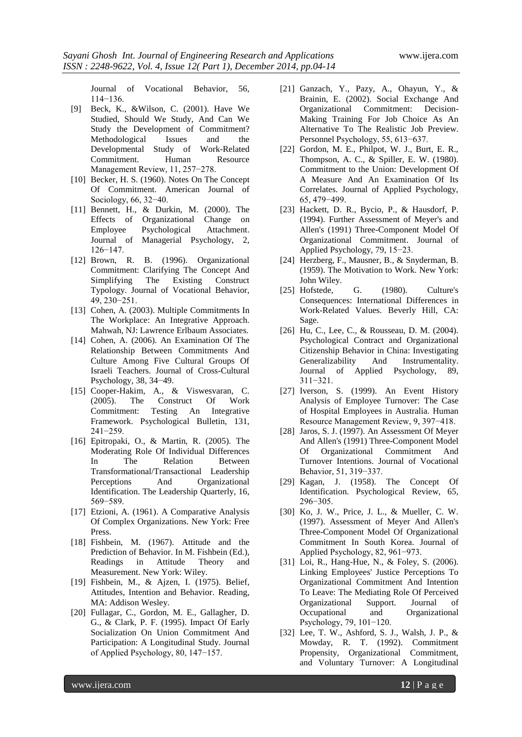Journal of Vocational Behavior, 56, 114−136.

[9] Beck, K., &Wilson, C. (2001). Have We Studied, Should We Study, And Can We Study the Development of Commitment? Methodological Issues and the Developmental Study of Work-Related Commitment. Human Resource Management Review, 11, 257−278.

[10] Becker, H. S. (1960). Notes On The Concept Of Commitment. American Journal of Sociology, 66, 32−40.

[11] Bennett, H., & Durkin, M. (2000). The Effects of Organizational Change on Employee Psychological Attachment. Journal of Managerial Psychology, 2, 126−147.

[12] Brown, R. B. (1996). Organizational Commitment: Clarifying The Concept And Simplifying The Existing Construct Typology. Journal of Vocational Behavior, 49, 230−251.

[13] Cohen, A. (2003). Multiple Commitments In The Workplace: An Integrative Approach. Mahwah, NJ: Lawrence Erlbaum Associates.

[14] Cohen, A. (2006). An Examination Of The Relationship Between Commitments And Culture Among Five Cultural Groups Of Israeli Teachers. Journal of Cross-Cultural Psychology, 38, 34−49.

[15] Cooper-Hakim, A., & Viswesvaran, C. (2005). The Construct Of Work Commitment: Testing An Integrative Framework. Psychological Bulletin, 131, 241−259.

[16] Epitropaki, O., & Martin, R. (2005). The Moderating Role Of Individual Differences In The Relation Between Transformational/Transactional Leadership Perceptions And Organizational Identification. The Leadership Quarterly, 16, 569−589.

[17] Etzioni, A. (1961). A Comparative Analysis Of Complex Organizations. New York: Free Press.

[18] Fishbein, M. (1967). Attitude and the Prediction of Behavior. In M. Fishbein (Ed.), Readings in Attitude Theory and Measurement. New York: Wiley.

[19] Fishbein, M., & Ajzen, I. (1975). Belief, Attitudes, Intention and Behavior. Reading, MA: Addison Wesley.

[20] Fullagar, C., Gordon, M. E., Gallagher, D. G., & Clark, P. F. (1995). Impact Of Early Socialization On Union Commitment And Participation: A Longitudinal Study. Journal of Applied Psychology, 80, 147−157.

[21] Ganzach, Y., Pazy, A., Ohayun, Y., & Brainin, E. (2002). Social Exchange And Organizational Commitment: Decision-Making Training For Job Choice As An Alternative To The Realistic Job Preview. Personnel Psychology, 55, 613−637.

[22] Gordon, M. E., Philpot, W. J., Burt, E. R., Thompson, A. C., & Spiller, E. W. (1980). Commitment to the Union: Development Of A Measure And An Examination Of Its Correlates. Journal of Applied Psychology, 65, 479−499.

[23] Hackett, D. R., Bycio, P., & Hausdorf, P. (1994). Further Assessment of Meyer's and Allen's (1991) Three-Component Model Of Organizational Commitment. Journal of Applied Psychology, 79, 15−23.

[24] Herzberg, F., Mausner, B., & Snyderman, B. (1959). The Motivation to Work. New York: John Wiley.

[25] Hofstede, G. (1980). Culture's Consequences: International Differences in Work-Related Values. Beverly Hill, CA: Sage.

[26] Hu, C., Lee, C., & Rousseau, D. M. (2004). Psychological Contract and Organizational Citizenship Behavior in China: Investigating Generalizability And Instrumentality. Journal of Applied Psychology, 89, 311−321.

[27] Iverson, S. (1999). An Event History Analysis of Employee Turnover: The Case of Hospital Employees in Australia. Human Resource Management Review, 9, 397−418.

[28] Jaros, S. J. (1997). An Assessment Of Meyer And Allen's (1991) Three-Component Model Of Organizational Commitment And Turnover Intentions. Journal of Vocational Behavior, 51, 319−337.

[29] Kagan, J. (1958). The Concept Of Identification. Psychological Review, 65, 296−305.

[30] Ko, J. W., Price, J. L., & Mueller, C. W. (1997). Assessment of Meyer And Allen's Three-Component Model Of Organizational Commitment In South Korea. Journal of Applied Psychology, 82, 961−973.

[31] Loi, R., Hang-Hue, N., & Foley, S. (2006). Linking Employees' Justice Perceptions To Organizational Commitment And Intention To Leave: The Mediating Role Of Perceived Organizational Support. Journal of Occupational and Organizational Psychology, 79, 101−120.

[32] Lee, T. W., Ashford, S. J., Walsh, J. P., & Mowday, R. T. (1992). Commitment Propensity, Organizational Commitment, and Voluntary Turnover: A Longitudinal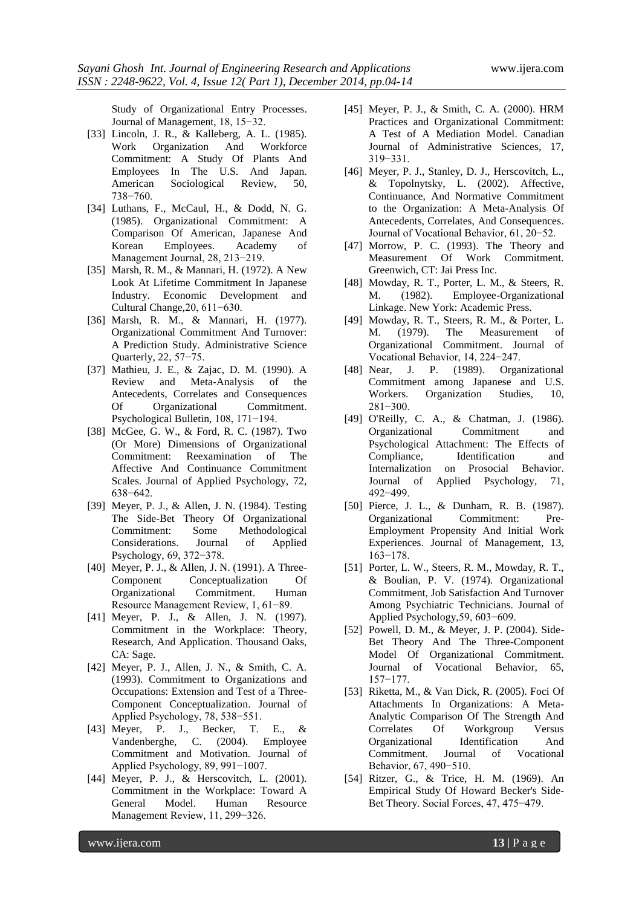Study of Organizational Entry Processes. Journal of Management, 18, 15−32.

[33] Lincoln, J. R., & Kalleberg, A. L. (1985). Work Organization And Workforce Commitment: A Study Of Plants And Employees In The U.S. And Japan. American Sociological Review, 50, 738−760.

[34] Luthans, F., McCaul, H., & Dodd, N. G. (1985). Organizational Commitment: A Comparison Of American, Japanese And Korean Employees. Academy of Management Journal, 28, 213−219.

[35] Marsh, R. M., & Mannari, H. (1972). A New Look At Lifetime Commitment In Japanese Industry. Economic Development and Cultural Change,20, 611−630.

[36] Marsh, R. M., & Mannari, H. (1977). Organizational Commitment And Turnover: A Prediction Study. Administrative Science Quarterly, 22, 57−75.

[37] Mathieu, J. E., & Zajac, D. M. (1990). A Review and Meta-Analysis of the Antecedents, Correlates and Consequences Of Organizational Commitment. Psychological Bulletin, 108, 171−194.

[38] McGee, G. W., & Ford, R. C. (1987). Two (Or More) Dimensions of Organizational Commitment: Reexamination of The Affective And Continuance Commitment Scales. Journal of Applied Psychology, 72, 638−642.

[39] Meyer, P. J., & Allen, J. N. (1984). Testing The Side-Bet Theory Of Organizational Commitment: Some Methodological Considerations. Journal of Applied Psychology, 69, 372−378.

[40] Meyer, P. J., & Allen, J. N. (1991). A Three-Component Conceptualization Of Organizational Commitment. Human Resource Management Review, 1, 61−89.

[41] Meyer, P. J., & Allen, J. N. (1997). Commitment in the Workplace: Theory, Research, And Application. Thousand Oaks, CA: Sage.

[42] Meyer, P. J., Allen, J. N., & Smith, C. A. (1993). Commitment to Organizations and Occupations: Extension and Test of a Three-Component Conceptualization. Journal of Applied Psychology, 78, 538−551.

[43] Meyer, P. J., Becker, T. E., & Vandenberghe, C. (2004). Employee Commitment and Motivation. Journal of Applied Psychology, 89, 991−1007.

[44] Meyer, P. J., & Herscovitch, L. (2001). Commitment in the Workplace: Toward A General Model. Human Resource Management Review, 11, 299−326.

[45] Meyer, P. J., & Smith, C. A. (2000). HRM Practices and Organizational Commitment: A Test of A Mediation Model. Canadian Journal of Administrative Sciences, 17, 319−331.

[46] Meyer, P. J., Stanley, D. J., Herscovitch, L., & Topolnytsky, L. (2002). Affective, Continuance, And Normative Commitment to the Organization: A Meta-Analysis Of Antecedents, Correlates, And Consequences. Journal of Vocational Behavior, 61, 20−52.

[47] Morrow, P. C. (1993). The Theory and Measurement Of Work Commitment. Greenwich, CT: Jai Press Inc.

[48] Mowday, R. T., Porter, L. M., & Steers, R. M. (1982). Employee-Organizational Linkage. New York: Academic Press.

[49] Mowday, R. T., Steers, R. M., & Porter, L. M. (1979). The Measurement of Organizational Commitment. Journal of Vocational Behavior, 14, 224−247.

[48] Near, J. P. (1989). Organizational Commitment among Japanese and U.S. Workers. Organization Studies, 10, 281−300.

[49] O'Reilly, C. A., & Chatman, J. (1986). Organizational Commitment and Psychological Attachment: The Effects of Compliance, Identification and Internalization on Prosocial Behavior. Journal of Applied Psychology, 71, 492−499.

[50] Pierce, J. L., & Dunham, R. B. (1987). Organizational Commitment: Pre-Employment Propensity And Initial Work Experiences. Journal of Management, 13, 163−178.

[51] Porter, L. W., Steers, R. M., Mowday, R. T., & Boulian, P. V. (1974). Organizational Commitment, Job Satisfaction And Turnover Among Psychiatric Technicians. Journal of Applied Psychology,59, 603−609.

[52] Powell, D. M., & Meyer, J. P. (2004). Side-Bet Theory And The Three-Component Model Of Organizational Commitment. Journal of Vocational Behavior, 65, 157−177.

[53] Riketta, M., & Van Dick, R. (2005). Foci Of Attachments In Organizations: A Meta-Analytic Comparison Of The Strength And Correlates Of Workgroup Versus Organizational Identification And Commitment. Journal of Vocational Behavior, 67, 490−510.

[54] Ritzer, G., & Trice, H. M. (1969). An Empirical Study Of Howard Becker's Side-Bet Theory. Social Forces, 47, 475−479.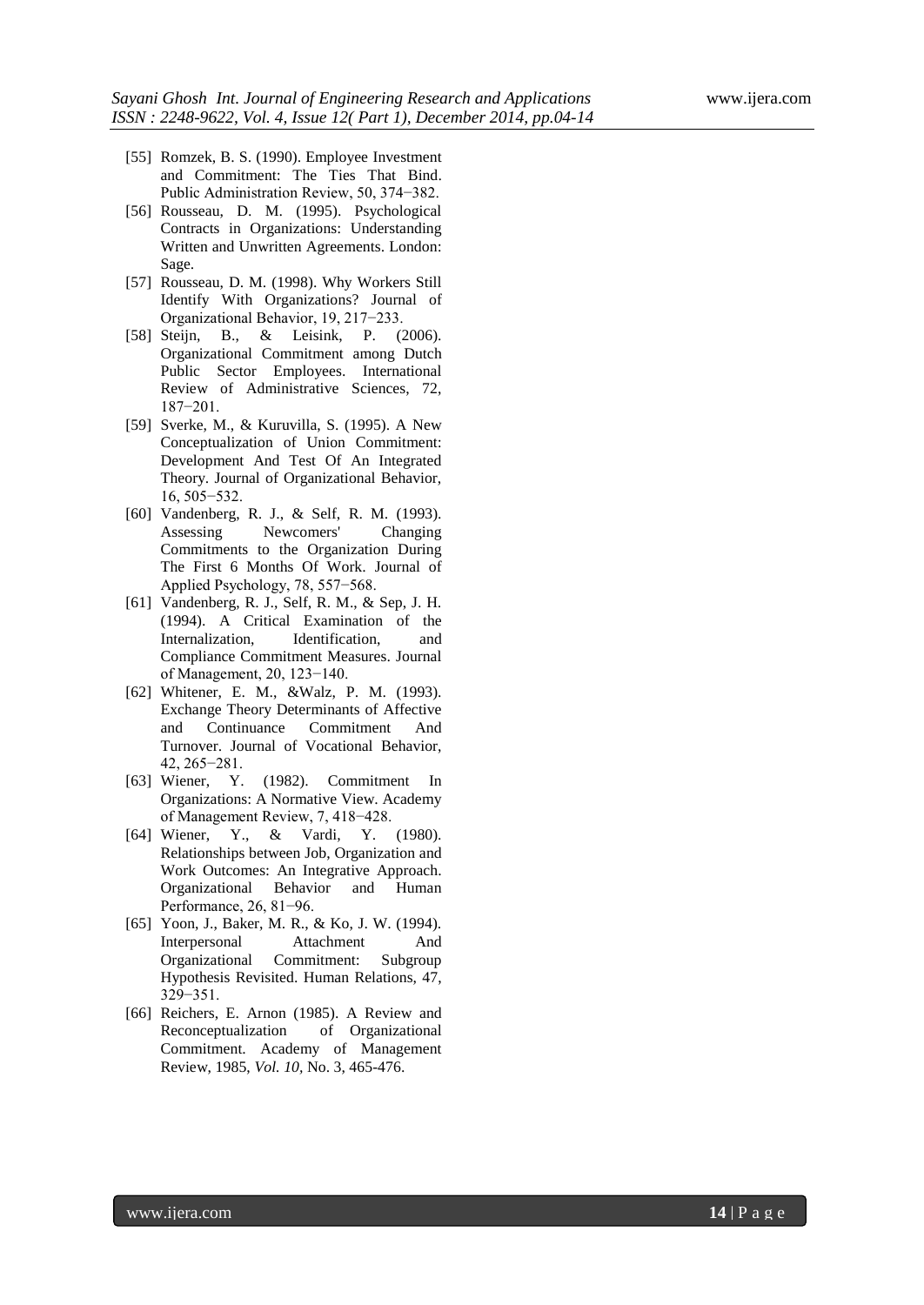[55] Romzek, B. S. (1990). Employee Investment and Commitment: The Ties That Bind. Public Administration Review, 50, 374−382.

[56] Rousseau, D. M. (1995). Psychological Contracts in Organizations: Understanding Written and Unwritten Agreements. London: Sage.

[57] Rousseau, D. M. (1998). Why Workers Still Identify With Organizations? Journal of Organizational Behavior, 19, 217−233.

[58] Steijn, B., & Leisink, P. (2006). Organizational Commitment among Dutch Public Sector Employees. International Review of Administrative Sciences, 72, 187−201.

[59] Sverke, M., & Kuruvilla, S. (1995). A New Conceptualization of Union Commitment: Development And Test Of An Integrated Theory. Journal of Organizational Behavior, 16, 505−532.

[60] Vandenberg, R. J., & Self, R. M. (1993). Assessing Newcomers' Changing Commitments to the Organization During The First 6 Months Of Work. Journal of Applied Psychology, 78, 557−568.

[61] Vandenberg, R. J., Self, R. M., & Sep, J. H. (1994). A Critical Examination of the Internalization, Identification, and Compliance Commitment Measures. Journal of Management, 20, 123−140.

[62] Whitener, E. M., &Walz, P. M. (1993). Exchange Theory Determinants of Affective and Continuance Commitment And Turnover. Journal of Vocational Behavior, 42, 265−281.

[63] Wiener, Y. (1982). Commitment In Organizations: A Normative View. Academy of Management Review, 7, 418−428.

[64] Wiener, Y., & Vardi, Y. (1980). Relationships between Job, Organization and Work Outcomes: An Integrative Approach. Organizational Behavior and Human Performance, 26, 81−96.

[65] Yoon, J., Baker, M. R., & Ko, J. W. (1994). Interpersonal Attachment And Organizational Commitment: Subgroup Hypothesis Revisited. Human Relations, 47, 329−351.

[66] Reichers, E. Arnon (1985). A Review and Reconceptualization of Organizational Commitment. Academy of Management Review, 1985, *Vol. 10*, No. 3, 465-476.